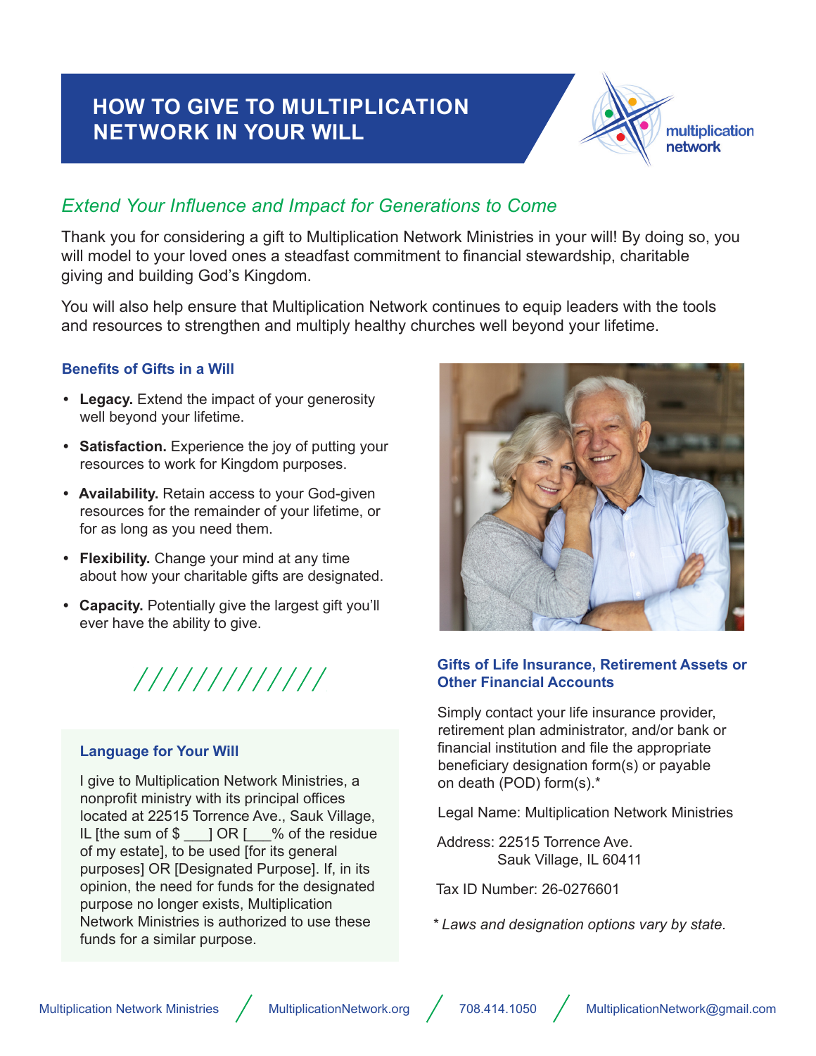# HOW TO GIVE TO MULTIPLICATION NETWORK IN YOUR WILL

multiplication network

*Extend Your Influence and Impact for Generations to Come*

Thank you for considering a gift to Multiplication Network Ministries in your will! By doing so, you will model to your loved ones a steadfast commitment to financial stewardship, charitable giving and building God's Kingdom.

You will also help ensure that Multiplication Network continues to equip leaders with the tools and resources to strengthen and multiply healthy churches well beyond your lifetime.

### Benefits of Gifts in a Will

- **Legacy.** Extend the impact of your generosity well beyond your lifetime.
- **Satisfaction.** Experience the joy of putting your resources to work for Kingdom purposes.
- **Availability.** Retain access to your God-given resources for the remainder of your lifetime, or for as long as you need them.
- **Flexibility.** Change your mind at any time about how your charitable gifts are designated.
- **Capacity.** Potentially give the largest gift you'll ever have the ability to give.

### Language for Your Will

I give to Multiplication Network Ministries, a nonprofit ministry with its principal offices located at 22515 Torrence Ave., Sauk Village, IL [the sum of $ ___] OR [___% of the residue of my estate], to be used [for its general purposes] OR [Designated Purpose]. If, in its opinion, the need for funds for the designated purpose no longer exists, Multiplication Network Ministries is authorized to use these funds for a similar purpose.

### Gifts of Life Insurance, Retirement Assets or Other Financial Accounts

Simply contact your life insurance provider, retirement plan administrator, and/or bank or financial institution and file the appropriate beneficiary designation form(s) or payable on death (POD) form(s).*

Legal Name: Multiplication Network Ministries

Address: 22515 Torrence Ave.
Sauk Village, IL 60411

Tax ID Number: 26-0276601

*\* Laws and designation options vary by state.*

Multiplication Network Ministries / MultiplicationNetwork.org / 708.414.1050 / MultiplicationNetwork@gmail.com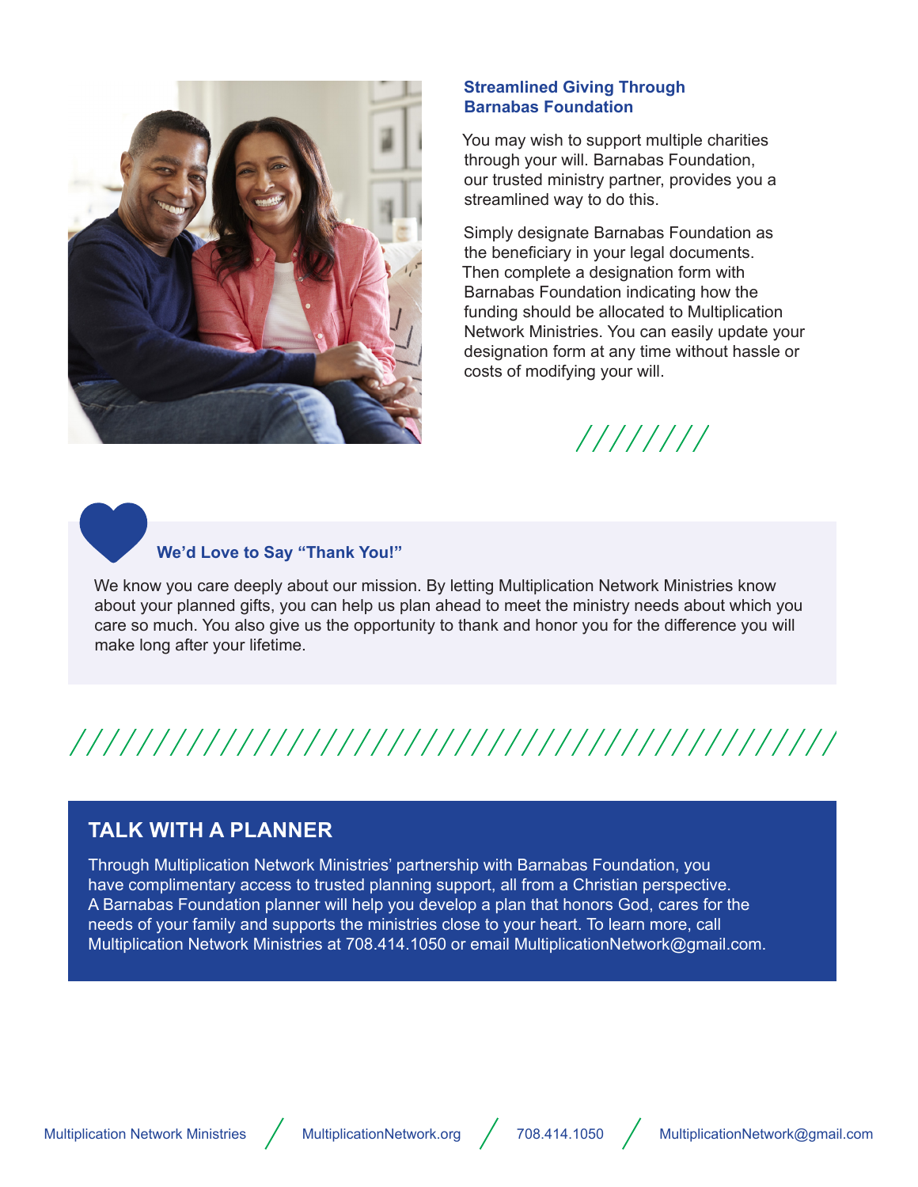## Streamlined Giving Through Barnabas Foundation

You may wish to support multiple charities through your will. Barnabas Foundation, our trusted ministry partner, provides you a streamlined way to do this.

Simply designate Barnabas Foundation as the beneficiary in your legal documents. Then complete a designation form with Barnabas Foundation indicating how the funding should be allocated to Multiplication Network Ministries. You can easily update your designation form at any time without hassle or costs of modifying your will.

### We'd Love to Say "Thank You!"

We know you care deeply about our mission. By letting Multiplication Network Ministries know about your planned gifts, you can help us plan ahead to meet the ministry needs about which you care so much. You also give us the opportunity to thank and honor you for the difference you will make long after your lifetime.

## TALK WITH A PLANNER

Through Multiplication Network Ministries' partnership with Barnabas Foundation, you have complimentary access to trusted planning support, all from a Christian perspective. A Barnabas Foundation planner will help you develop a plan that honors God, cares for the needs of your family and supports the ministries close to your heart. To learn more, call Multiplication Network Ministries at 708.414.1050 or email MultiplicationNetwork@gmail.com.

Multiplication Network Ministries / MultiplicationNetwork.org / 708.414.1050 / MultiplicationNetwork@gmail.com